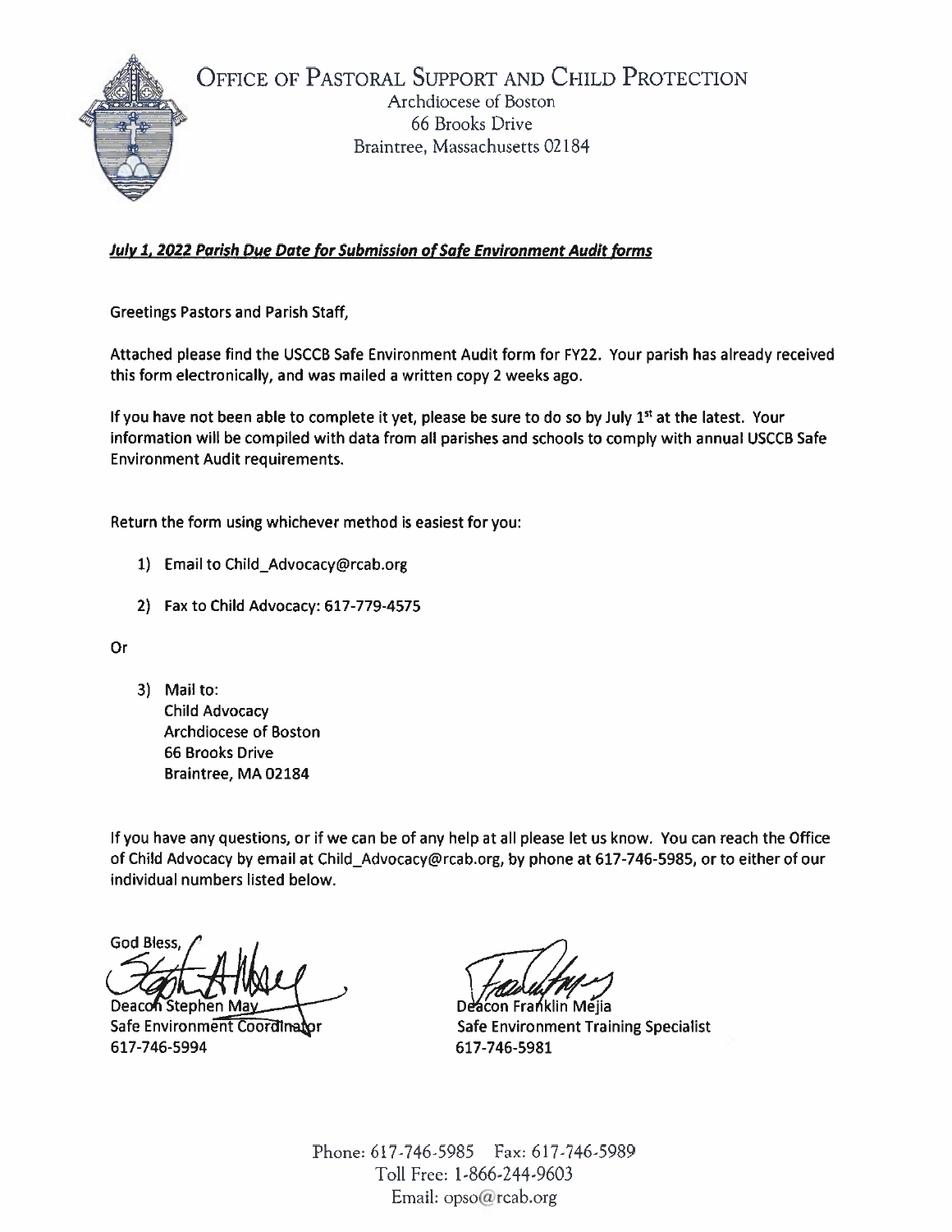# Office of Pastoral Support and Child Protection

Archdiocese of Boston
66 Brooks Drive
Braintree, Massachusetts 02184

***July 1, 2022 Parish Due Date for Submission of Safe Environment Audit forms***

Greetings Pastors and Parish Staff,

Attached please find the USCCB Safe Environment Audit form for FY22. Your parish has already received this form electronically, and was mailed a written copy 2 weeks ago.

If you have not been able to complete it yet, please be sure to do so by July 1st at the latest. Your information will be compiled with data from all parishes and schools to comply with annual USCCB Safe Environment Audit requirements.

Return the form using whichever method is easiest for you:

1) Email to Child_Advocacy@rcab.org

2) Fax to Child Advocacy: 617-779-4575

Or

3) Mail to:
   Child Advocacy
   Archdiocese of Boston
   66 Brooks Drive
   Braintree, MA 02184

If you have any questions, or if we can be of any help at all please let us know. You can reach the Office of Child Advocacy by email at Child_Advocacy@rcab.org, by phone at 617-746-5985, or to either of our individual numbers listed below.

God Bless,

Deacon Stephen May
Safe Environment Coordinator
617-746-5994

Deacon Franklin Mejia
Safe Environment Training Specialist
617-746-5981

Phone: 617-746-5985 Fax: 617-746-5989
Toll Free: 1-866-244-9603
Email: opso@rcab.org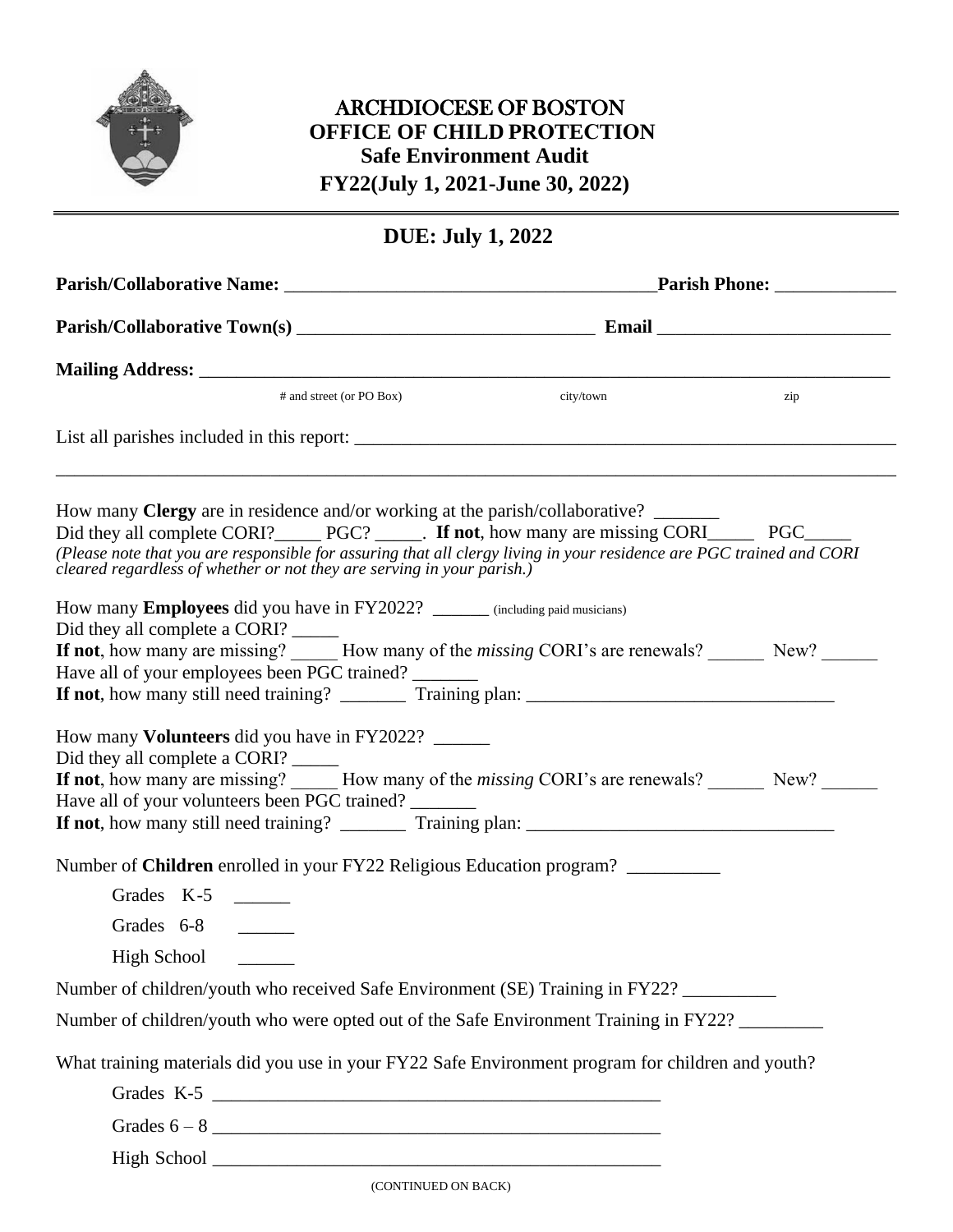# ARCHDIOCESE OF BOSTON
## OFFICE OF CHILD PROTECTION
### Safe Environment Audit
### FY22(July 1, 2021-June 30, 2022)

---

## DUE: July 1, 2022

**Parish/Collaborative Name:** ________________________________________ **Parish Phone:** _____________

**Parish/Collaborative Town(s)** ________________________________ **Email** _________________________

**Mailing Address:** ___________________________________________________________________________
# and street (or PO Box) city/town zip

List all parishes included in this report: ___________________________________________________________

_____________________________________________________________________________________________

How many **Clergy** are in residence and/or working at the parish/collaborative? _______
Did they all complete CORI?_____ PGC? _____. **If not**, how many are missing CORI_____ PGC_____
*(Please note that you are responsible for assuring that all clergy living in your residence are PGC trained and CORI cleared regardless of whether or not they are serving in your parish.)*

How many **Employees** did you have in FY2022? ______ (including paid musicians)
Did they all complete a CORI? _____
**If not**, how many are missing? _____ How many of the *missing* CORI's are renewals? ______ New? ______
Have all of your employees been PGC trained? _______
**If not**, how many still need training? _______ Training plan: _________________________________

How many **Volunteers** did you have in FY2022? ______
Did they all complete a CORI? _____
**If not**, how many are missing? _____ How many of the *missing* CORI's are renewals? ______ New? ______
Have all of your volunteers been PGC trained? _______
**If not**, how many still need training? _______ Training plan: _________________________________

Number of **Children** enrolled in your FY22 Religious Education program? __________

Grades K-5 ______

Grades 6-8 ______

High School ______

Number of children/youth who received Safe Environment (SE) Training in FY22? __________

Number of children/youth who were opted out of the Safe Environment Training in FY22? _________

What training materials did you use in your FY22 Safe Environment program for children and youth?

Grades K-5 __________________________________________________

Grades 6 – 8 __________________________________________________

High School __________________________________________________

(CONTINUED ON BACK)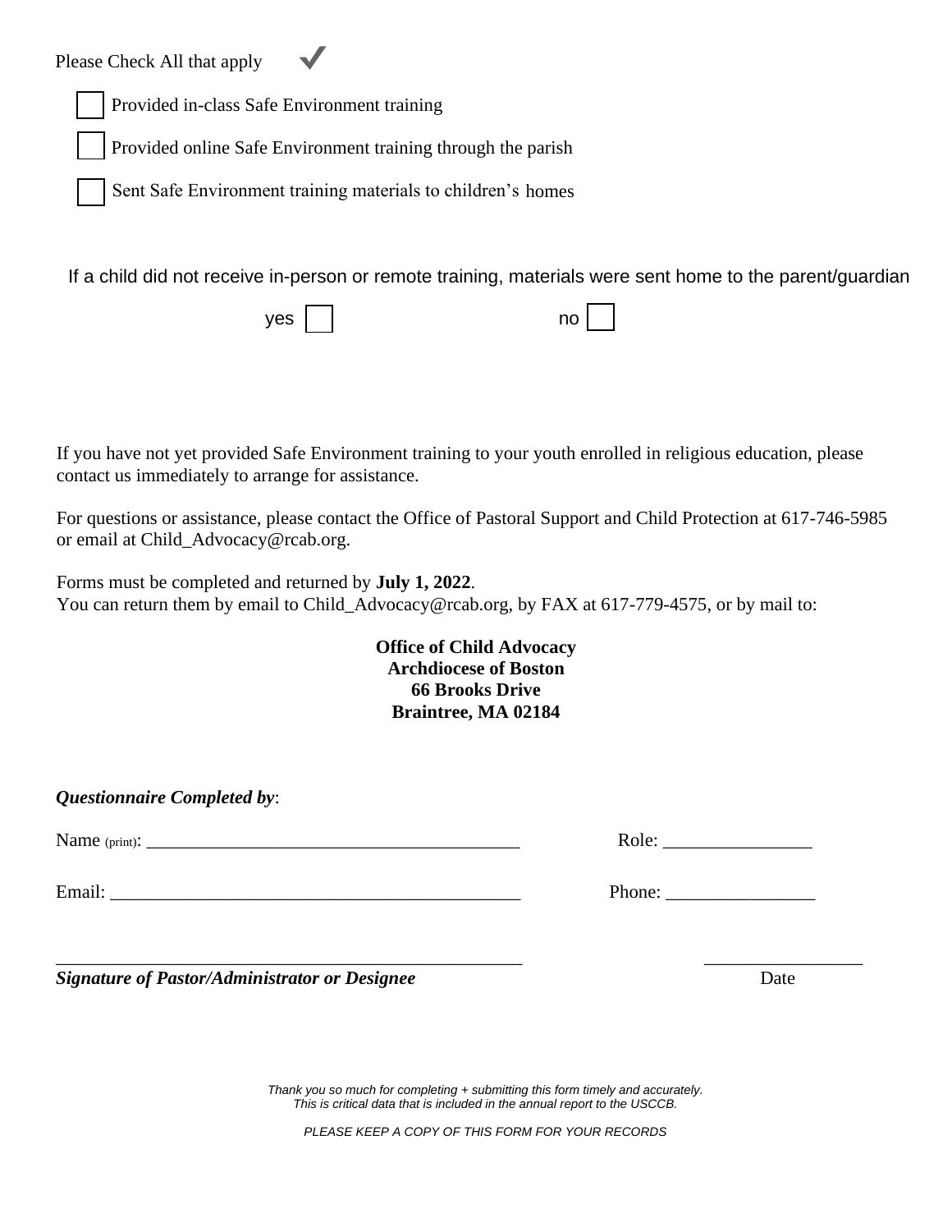Please Check All that apply ✔

- ☐ Provided in-class Safe Environment training
- ☐ Provided online Safe Environment training through the parish
- ☐ Sent Safe Environment training materials to children's homes

If a child did not receive in-person or remote training, materials were sent home to the parent/guardian

yes ☐ no ☐

If you have not yet provided Safe Environment training to your youth enrolled in religious education, please contact us immediately to arrange for assistance.

For questions or assistance, please contact the Office of Pastoral Support and Child Protection at 617-746-5985 or email at Child_Advocacy@rcab.org.

Forms must be completed and returned by **July 1, 2022**.
You can return them by email to Child_Advocacy@rcab.org, by FAX at 617-779-4575, or by mail to:

**Office of Child Advocacy**
**Archdiocese of Boston**
**66 Brooks Drive**
**Braintree, MA 02184**

***Questionnaire Completed by***:

Name (print): ________________________________________ Role: ________________

Email: ____________________________________________ Phone: ________________

___________________________________________________ _________________
***Signature of Pastor/Administrator or Designee*** Date

*Thank you so much for completing + submitting this form timely and accurately.*
*This is critical data that is included in the annual report to the USCCB.*

*PLEASE KEEP A COPY OF THIS FORM FOR YOUR RECORDS*